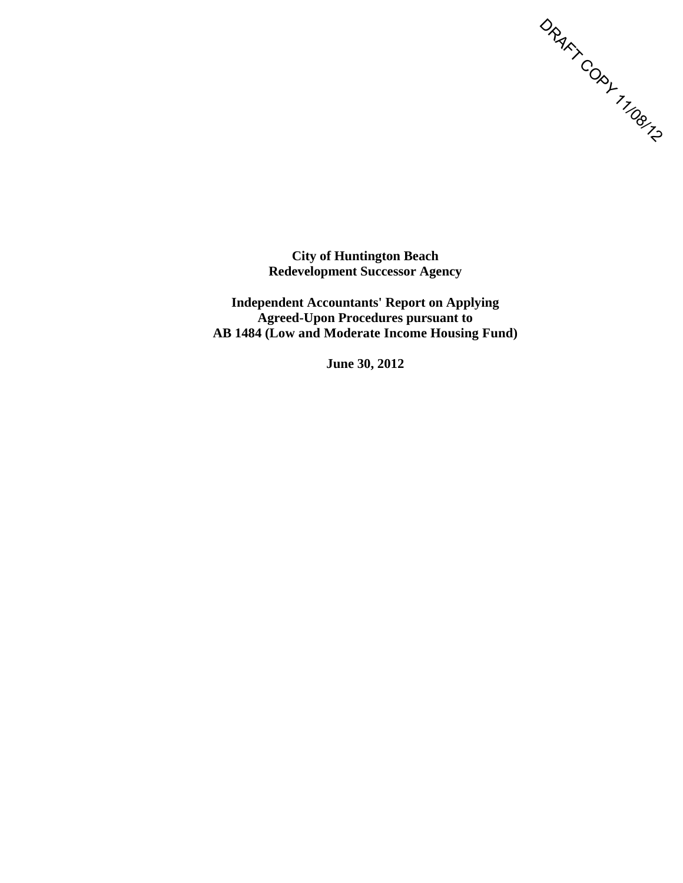DRAFT COPY 11/08/12

**City of Huntington Beach**
**Redevelopment Successor Agency**

**Independent Accountants' Report on Applying**
**Agreed-Upon Procedures pursuant to**
**AB 1484 (Low and Moderate Income Housing Fund)**

**June 30, 2012**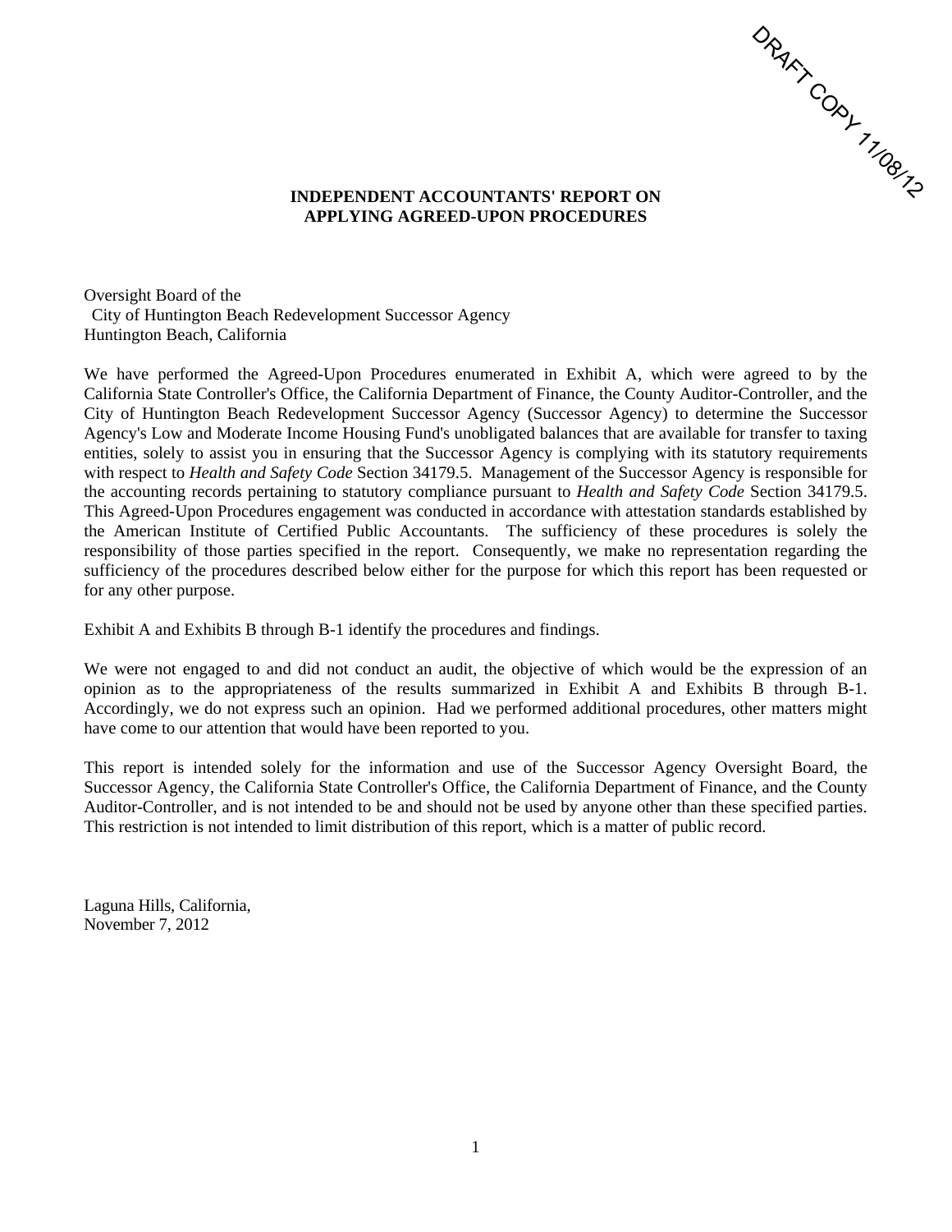DRAFT COPY 11/08/12

**INDEPENDENT ACCOUNTANTS' REPORT ON APPLYING AGREED-UPON PROCEDURES**

Oversight Board of the
City of Huntington Beach Redevelopment Successor Agency
Huntington Beach, California

We have performed the Agreed-Upon Procedures enumerated in Exhibit A, which were agreed to by the California State Controller's Office, the California Department of Finance, the County Auditor-Controller, and the City of Huntington Beach Redevelopment Successor Agency (Successor Agency) to determine the Successor Agency's Low and Moderate Income Housing Fund's unobligated balances that are available for transfer to taxing entities, solely to assist you in ensuring that the Successor Agency is complying with its statutory requirements with respect to *Health and Safety Code* Section 34179.5. Management of the Successor Agency is responsible for the accounting records pertaining to statutory compliance pursuant to *Health and Safety Code* Section 34179.5. This Agreed-Upon Procedures engagement was conducted in accordance with attestation standards established by the American Institute of Certified Public Accountants. The sufficiency of these procedures is solely the responsibility of those parties specified in the report. Consequently, we make no representation regarding the sufficiency of the procedures described below either for the purpose for which this report has been requested or for any other purpose.

Exhibit A and Exhibits B through B-1 identify the procedures and findings.

We were not engaged to and did not conduct an audit, the objective of which would be the expression of an opinion as to the appropriateness of the results summarized in Exhibit A and Exhibits B through B-1. Accordingly, we do not express such an opinion. Had we performed additional procedures, other matters might have come to our attention that would have been reported to you.

This report is intended solely for the information and use of the Successor Agency Oversight Board, the Successor Agency, the California State Controller's Office, the California Department of Finance, and the County Auditor-Controller, and is not intended to be and should not be used by anyone other than these specified parties. This restriction is not intended to limit distribution of this report, which is a matter of public record.

Laguna Hills, California,
November 7, 2012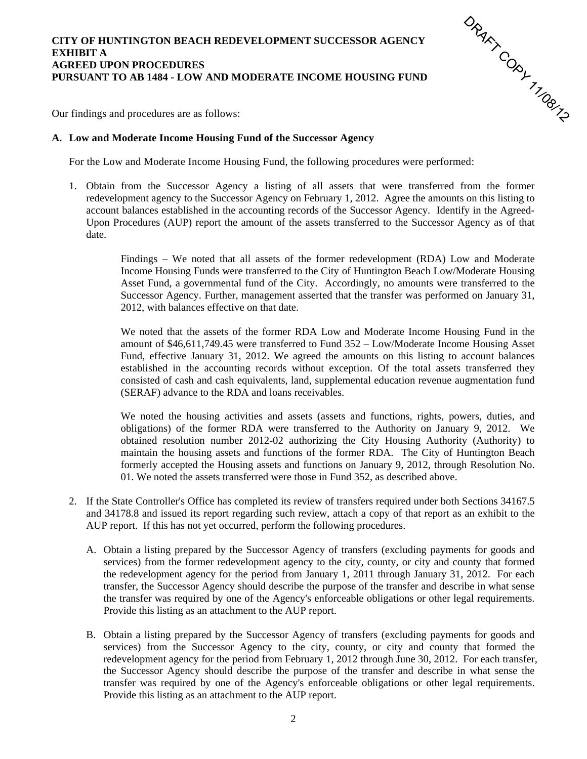**CITY OF HUNTINGTON BEACH REDEVELOPMENT SUCCESSOR AGENCY**
**EXHIBIT A**
**AGREED UPON PROCEDURES**
**PURSUANT TO AB 1484 - LOW AND MODERATE INCOME HOUSING FUND**

DRAFT COPY 11/08/12

Our findings and procedures are as follows:

**A. Low and Moderate Income Housing Fund of the Successor Agency**

For the Low and Moderate Income Housing Fund, the following procedures were performed:

1. Obtain from the Successor Agency a listing of all assets that were transferred from the former redevelopment agency to the Successor Agency on February 1, 2012. Agree the amounts on this listing to account balances established in the accounting records of the Successor Agency. Identify in the Agreed-Upon Procedures (AUP) report the amount of the assets transferred to the Successor Agency as of that date.

   Findings – We noted that all assets of the former redevelopment (RDA) Low and Moderate Income Housing Funds were transferred to the City of Huntington Beach Low/Moderate Housing Asset Fund, a governmental fund of the City. Accordingly, no amounts were transferred to the Successor Agency. Further, management asserted that the transfer was performed on January 31, 2012, with balances effective on that date.

   We noted that the assets of the former RDA Low and Moderate Income Housing Fund in the amount of $46,611,749.45 were transferred to Fund 352 – Low/Moderate Income Housing Asset Fund, effective January 31, 2012. We agreed the amounts on this listing to account balances established in the accounting records without exception. Of the total assets transferred they consisted of cash and cash equivalents, land, supplemental education revenue augmentation fund (SERAF) advance to the RDA and loans receivables.

   We noted the housing activities and assets (assets and functions, rights, powers, duties, and obligations) of the former RDA were transferred to the Authority on January 9, 2012. We obtained resolution number 2012-02 authorizing the City Housing Authority (Authority) to maintain the housing assets and functions of the former RDA. The City of Huntington Beach formerly accepted the Housing assets and functions on January 9, 2012, through Resolution No. 01. We noted the assets transferred were those in Fund 352, as described above.

2. If the State Controller's Office has completed its review of transfers required under both Sections 34167.5 and 34178.8 and issued its report regarding such review, attach a copy of that report as an exhibit to the AUP report. If this has not yet occurred, perform the following procedures.

   A. Obtain a listing prepared by the Successor Agency of transfers (excluding payments for goods and services) from the former redevelopment agency to the city, county, or city and county that formed the redevelopment agency for the period from January 1, 2011 through January 31, 2012. For each transfer, the Successor Agency should describe the purpose of the transfer and describe in what sense the transfer was required by one of the Agency's enforceable obligations or other legal requirements. Provide this listing as an attachment to the AUP report.

   B. Obtain a listing prepared by the Successor Agency of transfers (excluding payments for goods and services) from the Successor Agency to the city, county, or city and county that formed the redevelopment agency for the period from February 1, 2012 through June 30, 2012. For each transfer, the Successor Agency should describe the purpose of the transfer and describe in what sense the transfer was required by one of the Agency's enforceable obligations or other legal requirements. Provide this listing as an attachment to the AUP report.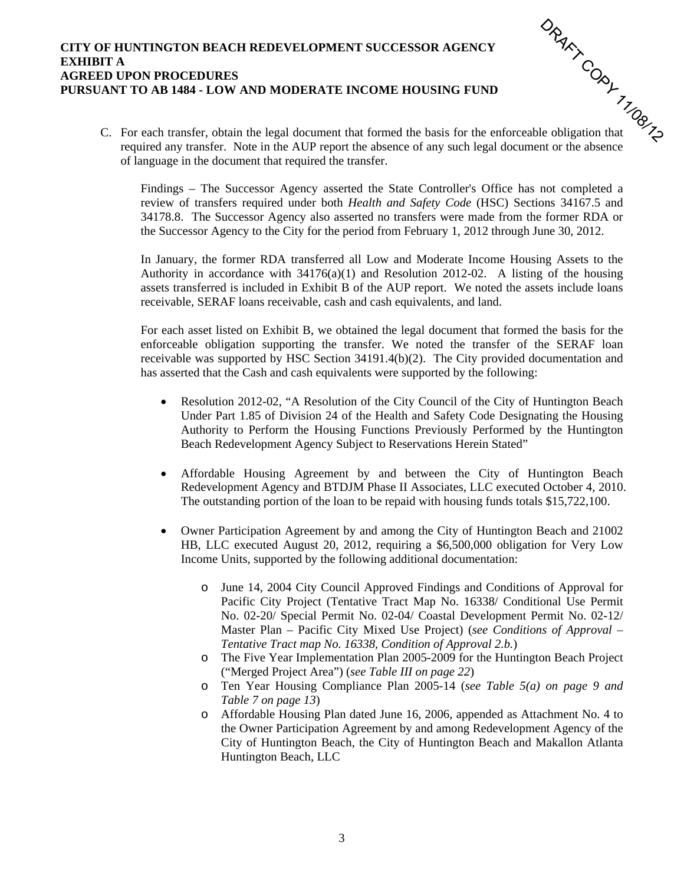**CITY OF HUNTINGTON BEACH REDEVELOPMENT SUCCESSOR AGENCY**
**EXHIBIT A**
**AGREED UPON PROCEDURES**
**PURSUANT TO AB 1484 - LOW AND MODERATE INCOME HOUSING FUND**

DRAFT COPY 11/08/12

C. For each transfer, obtain the legal document that formed the basis for the enforceable obligation that required any transfer. Note in the AUP report the absence of any such legal document or the absence of language in the document that required the transfer.

Findings – The Successor Agency asserted the State Controller's Office has not completed a review of transfers required under both *Health and Safety Code* (HSC) Sections 34167.5 and 34178.8. The Successor Agency also asserted no transfers were made from the former RDA or the Successor Agency to the City for the period from February 1, 2012 through June 30, 2012.

In January, the former RDA transferred all Low and Moderate Income Housing Assets to the Authority in accordance with 34176(a)(1) and Resolution 2012-02. A listing of the housing assets transferred is included in Exhibit B of the AUP report. We noted the assets include loans receivable, SERAF loans receivable, cash and cash equivalents, and land.

For each asset listed on Exhibit B, we obtained the legal document that formed the basis for the enforceable obligation supporting the transfer. We noted the transfer of the SERAF loan receivable was supported by HSC Section 34191.4(b)(2). The City provided documentation and has asserted that the Cash and cash equivalents were supported by the following:

- Resolution 2012-02, "A Resolution of the City Council of the City of Huntington Beach Under Part 1.85 of Division 24 of the Health and Safety Code Designating the Housing Authority to Perform the Housing Functions Previously Performed by the Huntington Beach Redevelopment Agency Subject to Reservations Herein Stated"

- Affordable Housing Agreement by and between the City of Huntington Beach Redevelopment Agency and BTDJM Phase II Associates, LLC executed October 4, 2010. The outstanding portion of the loan to be repaid with housing funds totals $15,722,100.

- Owner Participation Agreement by and among the City of Huntington Beach and 21002 HB, LLC executed August 20, 2012, requiring a $6,500,000 obligation for Very Low Income Units, supported by the following additional documentation:

  - June 14, 2004 City Council Approved Findings and Conditions of Approval for Pacific City Project (Tentative Tract Map No. 16338/ Conditional Use Permit No. 02-20/ Special Permit No. 02-04/ Coastal Development Permit No. 02-12/ Master Plan – Pacific City Mixed Use Project) (*see Conditions of Approval – Tentative Tract map No. 16338, Condition of Approval 2.b.*)
  - The Five Year Implementation Plan 2005-2009 for the Huntington Beach Project ("Merged Project Area") (*see Table III on page 22*)
  - Ten Year Housing Compliance Plan 2005-14 (*see Table 5(a) on page 9 and Table 7 on page 13*)
  - Affordable Housing Plan dated June 16, 2006, appended as Attachment No. 4 to the Owner Participation Agreement by and among Redevelopment Agency of the City of Huntington Beach, the City of Huntington Beach and Makallon Atlanta Huntington Beach, LLC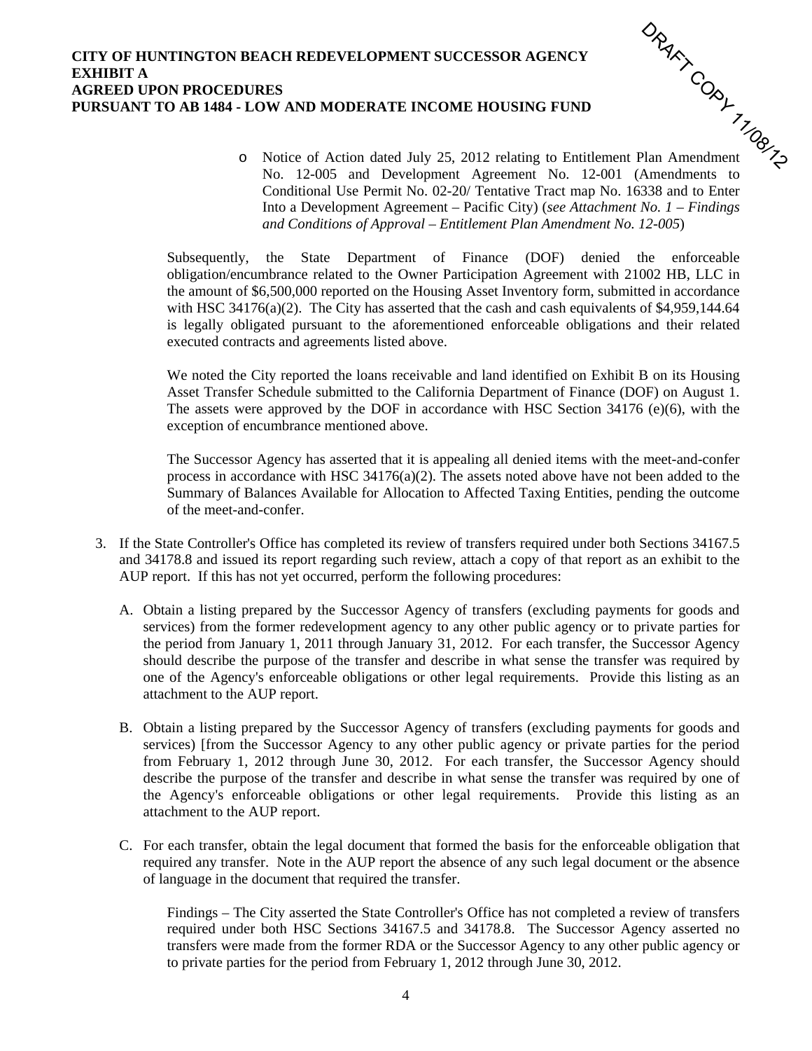- Notice of Action dated July 25, 2012 relating to Entitlement Plan Amendment No. 12-005 and Development Agreement No. 12-001 (Amendments to Conditional Use Permit No. 02-20/ Tentative Tract map No. 16338 and to Enter Into a Development Agreement – Pacific City) (*see Attachment No. 1 – Findings and Conditions of Approval – Entitlement Plan Amendment No. 12-005*)

Subsequently, the State Department of Finance (DOF) denied the enforceable obligation/encumbrance related to the Owner Participation Agreement with 21002 HB, LLC in the amount of $6,500,000 reported on the Housing Asset Inventory form, submitted in accordance with HSC 34176(a)(2). The City has asserted that the cash and cash equivalents of $4,959,144.64 is legally obligated pursuant to the aforementioned enforceable obligations and their related executed contracts and agreements listed above.

We noted the City reported the loans receivable and land identified on Exhibit B on its Housing Asset Transfer Schedule submitted to the California Department of Finance (DOF) on August 1. The assets were approved by the DOF in accordance with HSC Section 34176 (e)(6), with the exception of encumbrance mentioned above.

The Successor Agency has asserted that it is appealing all denied items with the meet-and-confer process in accordance with HSC 34176(a)(2). The assets noted above have not been added to the Summary of Balances Available for Allocation to Affected Taxing Entities, pending the outcome of the meet-and-confer.

3. If the State Controller's Office has completed its review of transfers required under both Sections 34167.5 and 34178.8 and issued its report regarding such review, attach a copy of that report as an exhibit to the AUP report. If this has not yet occurred, perform the following procedures:

   A. Obtain a listing prepared by the Successor Agency of transfers (excluding payments for goods and services) from the former redevelopment agency to any other public agency or to private parties for the period from January 1, 2011 through January 31, 2012. For each transfer, the Successor Agency should describe the purpose of the transfer and describe in what sense the transfer was required by one of the Agency's enforceable obligations or other legal requirements. Provide this listing as an attachment to the AUP report.

   B. Obtain a listing prepared by the Successor Agency of transfers (excluding payments for goods and services) [from the Successor Agency to any other public agency or private parties for the period from February 1, 2012 through June 30, 2012. For each transfer, the Successor Agency should describe the purpose of the transfer and describe in what sense the transfer was required by one of the Agency's enforceable obligations or other legal requirements. Provide this listing as an attachment to the AUP report.

   C. For each transfer, obtain the legal document that formed the basis for the enforceable obligation that required any transfer. Note in the AUP report the absence of any such legal document or the absence of language in the document that required the transfer.

   Findings – The City asserted the State Controller's Office has not completed a review of transfers required under both HSC Sections 34167.5 and 34178.8. The Successor Agency asserted no transfers were made from the former RDA or the Successor Agency to any other public agency or to private parties for the period from February 1, 2012 through June 30, 2012.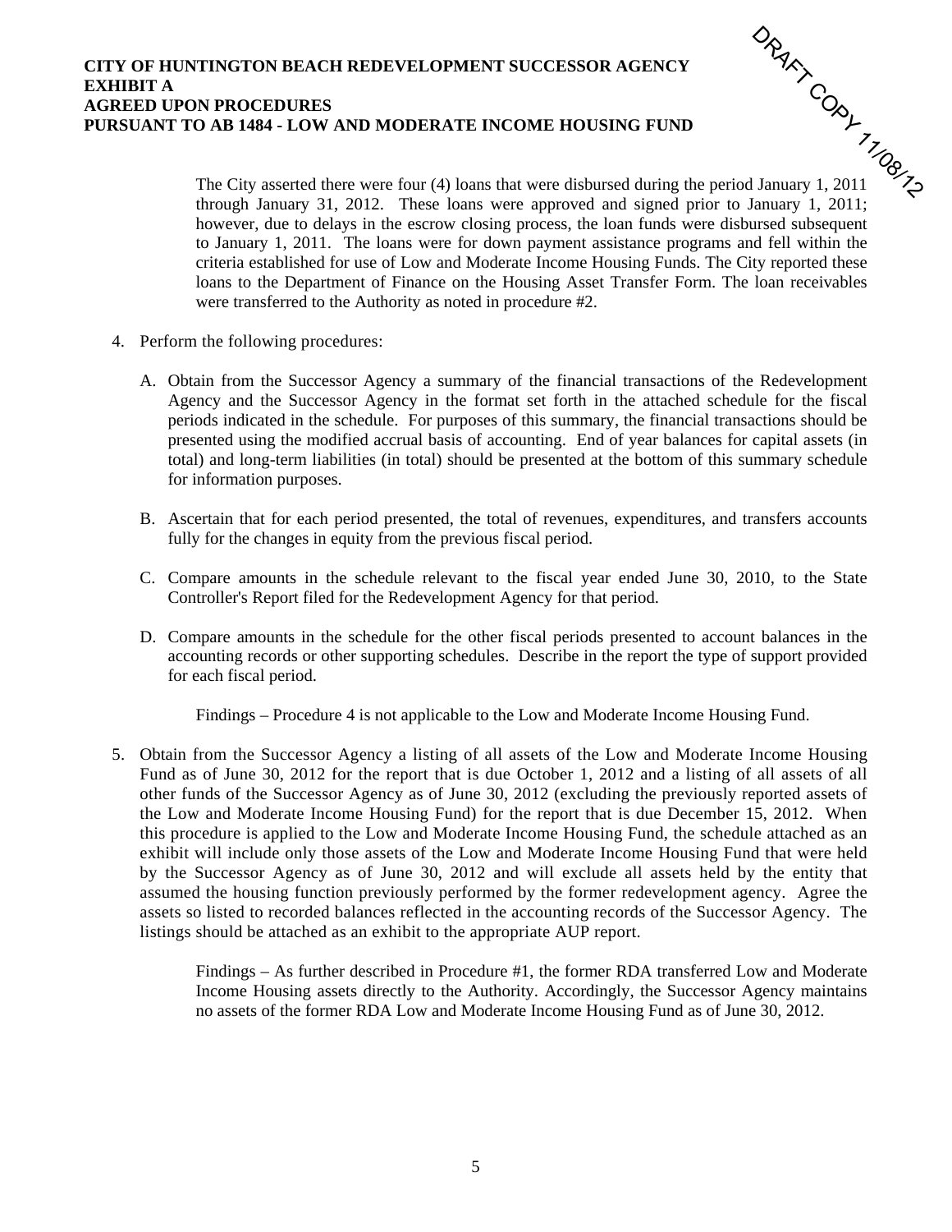**CITY OF HUNTINGTON BEACH REDEVELOPMENT SUCCESSOR AGENCY**
**EXHIBIT A**
**AGREED UPON PROCEDURES**
**PURSUANT TO AB 1484 - LOW AND MODERATE INCOME HOUSING FUND**

DRAFT COPY 11/08/12

The City asserted there were four (4) loans that were disbursed during the period January 1, 2011 through January 31, 2012. These loans were approved and signed prior to January 1, 2011; however, due to delays in the escrow closing process, the loan funds were disbursed subsequent to January 1, 2011. The loans were for down payment assistance programs and fell within the criteria established for use of Low and Moderate Income Housing Funds. The City reported these loans to the Department of Finance on the Housing Asset Transfer Form. The loan receivables were transferred to the Authority as noted in procedure #2.

4. Perform the following procedures:

   A. Obtain from the Successor Agency a summary of the financial transactions of the Redevelopment Agency and the Successor Agency in the format set forth in the attached schedule for the fiscal periods indicated in the schedule. For purposes of this summary, the financial transactions should be presented using the modified accrual basis of accounting. End of year balances for capital assets (in total) and long-term liabilities (in total) should be presented at the bottom of this summary schedule for information purposes.

   B. Ascertain that for each period presented, the total of revenues, expenditures, and transfers accounts fully for the changes in equity from the previous fiscal period.

   C. Compare amounts in the schedule relevant to the fiscal year ended June 30, 2010, to the State Controller's Report filed for the Redevelopment Agency for that period.

   D. Compare amounts in the schedule for the other fiscal periods presented to account balances in the accounting records or other supporting schedules. Describe in the report the type of support provided for each fiscal period.

   Findings – Procedure 4 is not applicable to the Low and Moderate Income Housing Fund.

5. Obtain from the Successor Agency a listing of all assets of the Low and Moderate Income Housing Fund as of June 30, 2012 for the report that is due October 1, 2012 and a listing of all assets of all other funds of the Successor Agency as of June 30, 2012 (excluding the previously reported assets of the Low and Moderate Income Housing Fund) for the report that is due December 15, 2012. When this procedure is applied to the Low and Moderate Income Housing Fund, the schedule attached as an exhibit will include only those assets of the Low and Moderate Income Housing Fund that were held by the Successor Agency as of June 30, 2012 and will exclude all assets held by the entity that assumed the housing function previously performed by the former redevelopment agency. Agree the assets so listed to recorded balances reflected in the accounting records of the Successor Agency. The listings should be attached as an exhibit to the appropriate AUP report.

   Findings – As further described in Procedure #1, the former RDA transferred Low and Moderate Income Housing assets directly to the Authority. Accordingly, the Successor Agency maintains no assets of the former RDA Low and Moderate Income Housing Fund as of June 30, 2012.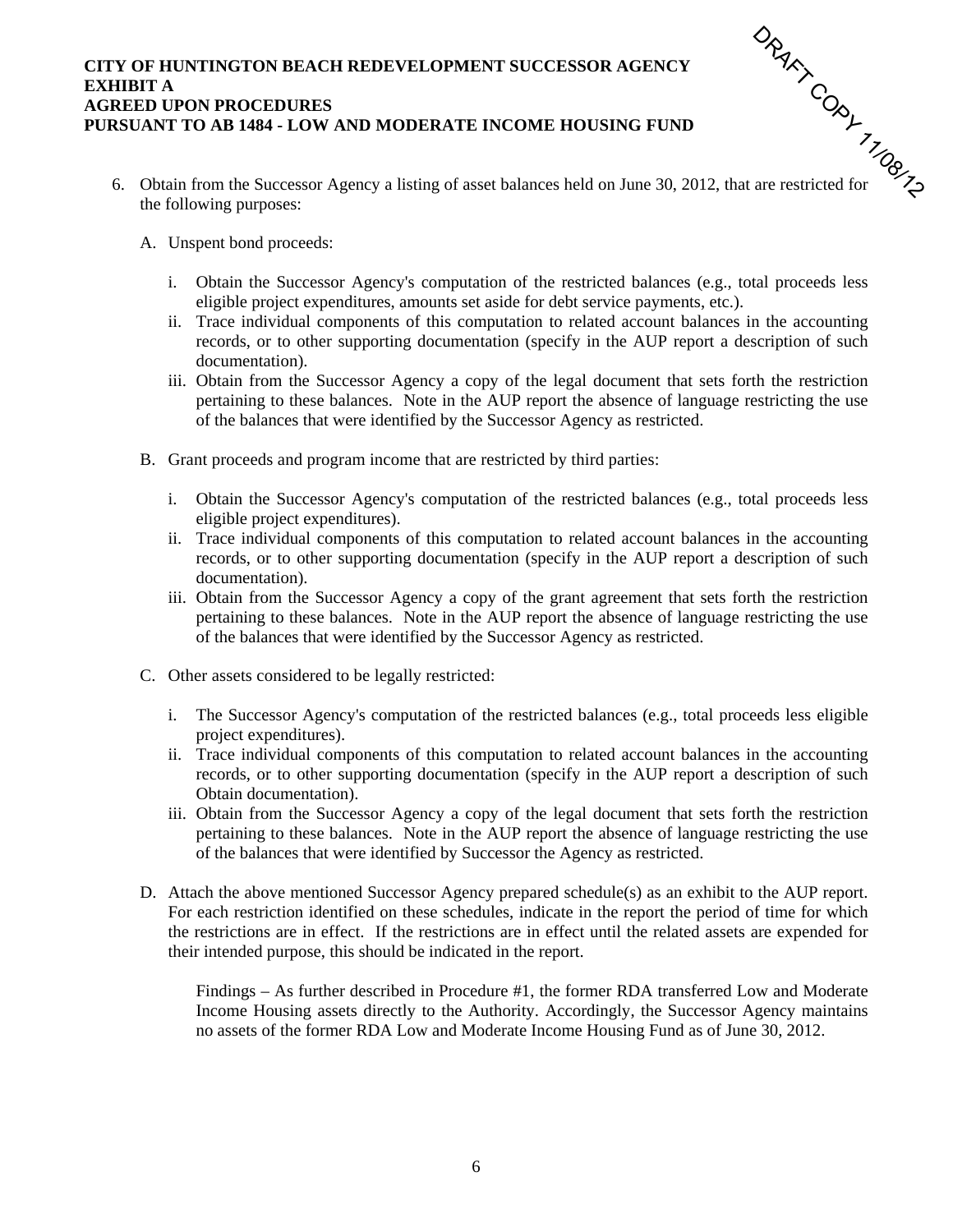**CITY OF HUNTINGTON BEACH REDEVELOPMENT SUCCESSOR AGENCY**
**EXHIBIT A**
**AGREED UPON PROCEDURES**
**PURSUANT TO AB 1484 - LOW AND MODERATE INCOME HOUSING FUND**

DRAFT COPY 11/08/12

6. Obtain from the Successor Agency a listing of asset balances held on June 30, 2012, that are restricted for the following purposes:

   A. Unspent bond proceeds:

      i. Obtain the Successor Agency's computation of the restricted balances (e.g., total proceeds less eligible project expenditures, amounts set aside for debt service payments, etc.).
      ii. Trace individual components of this computation to related account balances in the accounting records, or to other supporting documentation (specify in the AUP report a description of such documentation).
      iii. Obtain from the Successor Agency a copy of the legal document that sets forth the restriction pertaining to these balances. Note in the AUP report the absence of language restricting the use of the balances that were identified by the Successor Agency as restricted.

   B. Grant proceeds and program income that are restricted by third parties:

      i. Obtain the Successor Agency's computation of the restricted balances (e.g., total proceeds less eligible project expenditures).
      ii. Trace individual components of this computation to related account balances in the accounting records, or to other supporting documentation (specify in the AUP report a description of such documentation).
      iii. Obtain from the Successor Agency a copy of the grant agreement that sets forth the restriction pertaining to these balances. Note in the AUP report the absence of language restricting the use of the balances that were identified by the Successor Agency as restricted.

   C. Other assets considered to be legally restricted:

      i. The Successor Agency's computation of the restricted balances (e.g., total proceeds less eligible project expenditures).
      ii. Trace individual components of this computation to related account balances in the accounting records, or to other supporting documentation (specify in the AUP report a description of such Obtain documentation).
      iii. Obtain from the Successor Agency a copy of the legal document that sets forth the restriction pertaining to these balances. Note in the AUP report the absence of language restricting the use of the balances that were identified by Successor the Agency as restricted.

   D. Attach the above mentioned Successor Agency prepared schedule(s) as an exhibit to the AUP report. For each restriction identified on these schedules, indicate in the report the period of time for which the restrictions are in effect. If the restrictions are in effect until the related assets are expended for their intended purpose, this should be indicated in the report.

      Findings – As further described in Procedure #1, the former RDA transferred Low and Moderate Income Housing assets directly to the Authority. Accordingly, the Successor Agency maintains no assets of the former RDA Low and Moderate Income Housing Fund as of June 30, 2012.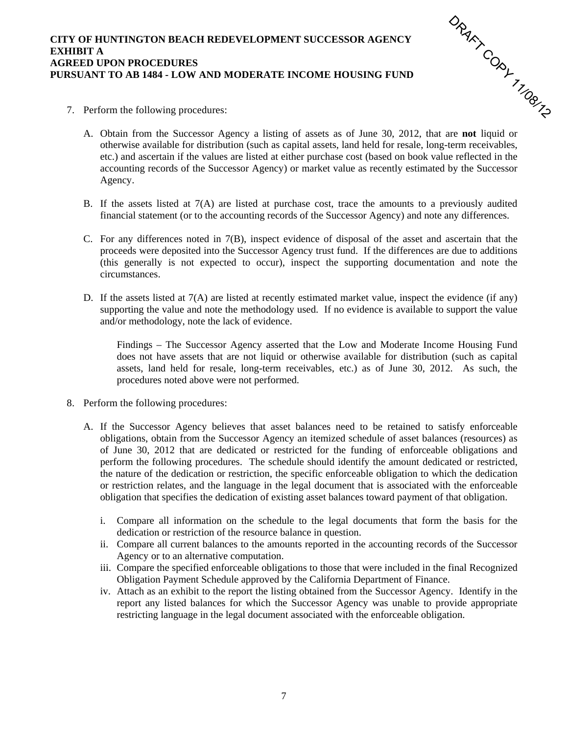**CITY OF HUNTINGTON BEACH REDEVELOPMENT SUCCESSOR AGENCY**
**EXHIBIT A**
**AGREED UPON PROCEDURES**
**PURSUANT TO AB 1484 - LOW AND MODERATE INCOME HOUSING FUND**

DRAFT COPY 11/08/12

7. Perform the following procedures:

   A. Obtain from the Successor Agency a listing of assets as of June 30, 2012, that are **not** liquid or otherwise available for distribution (such as capital assets, land held for resale, long-term receivables, etc.) and ascertain if the values are listed at either purchase cost (based on book value reflected in the accounting records of the Successor Agency) or market value as recently estimated by the Successor Agency.

   B. If the assets listed at 7(A) are listed at purchase cost, trace the amounts to a previously audited financial statement (or to the accounting records of the Successor Agency) and note any differences.

   C. For any differences noted in 7(B), inspect evidence of disposal of the asset and ascertain that the proceeds were deposited into the Successor Agency trust fund. If the differences are due to additions (this generally is not expected to occur), inspect the supporting documentation and note the circumstances.

   D. If the assets listed at 7(A) are listed at recently estimated market value, inspect the evidence (if any) supporting the value and note the methodology used. If no evidence is available to support the value and/or methodology, note the lack of evidence.

      Findings – The Successor Agency asserted that the Low and Moderate Income Housing Fund does not have assets that are not liquid or otherwise available for distribution (such as capital assets, land held for resale, long-term receivables, etc.) as of June 30, 2012. As such, the procedures noted above were not performed.

8. Perform the following procedures:

   A. If the Successor Agency believes that asset balances need to be retained to satisfy enforceable obligations, obtain from the Successor Agency an itemized schedule of asset balances (resources) as of June 30, 2012 that are dedicated or restricted for the funding of enforceable obligations and perform the following procedures. The schedule should identify the amount dedicated or restricted, the nature of the dedication or restriction, the specific enforceable obligation to which the dedication or restriction relates, and the language in the legal document that is associated with the enforceable obligation that specifies the dedication of existing asset balances toward payment of that obligation.

      i. Compare all information on the schedule to the legal documents that form the basis for the dedication or restriction of the resource balance in question.
      ii. Compare all current balances to the amounts reported in the accounting records of the Successor Agency or to an alternative computation.
      iii. Compare the specified enforceable obligations to those that were included in the final Recognized Obligation Payment Schedule approved by the California Department of Finance.
      iv. Attach as an exhibit to the report the listing obtained from the Successor Agency. Identify in the report any listed balances for which the Successor Agency was unable to provide appropriate restricting language in the legal document associated with the enforceable obligation.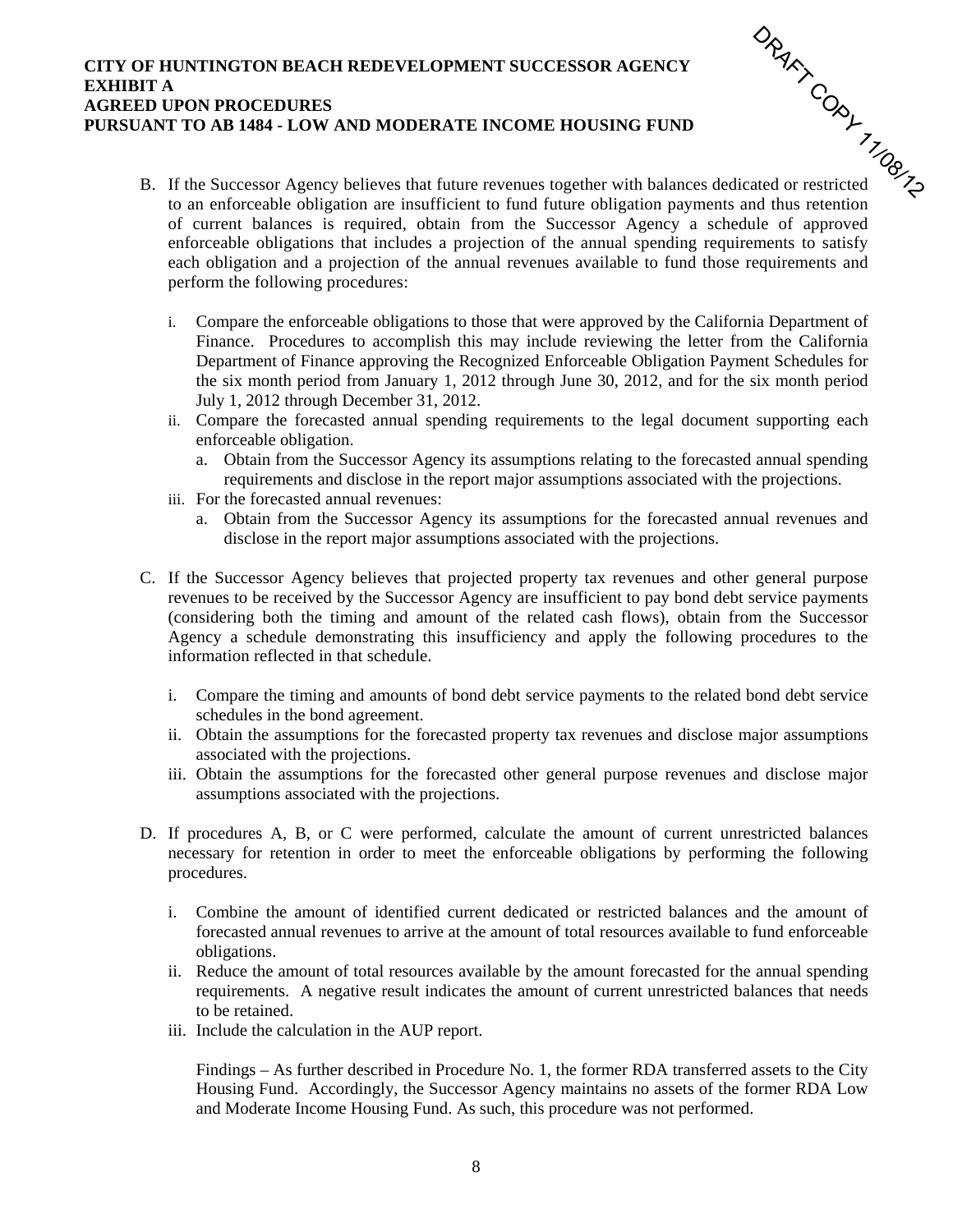B. If the Successor Agency believes that future revenues together with balances dedicated or restricted to an enforceable obligation are insufficient to fund future obligation payments and thus retention of current balances is required, obtain from the Successor Agency a schedule of approved enforceable obligations that includes a projection of the annual spending requirements to satisfy each obligation and a projection of the annual revenues available to fund those requirements and perform the following procedures:

   i. Compare the enforceable obligations to those that were approved by the California Department of Finance. Procedures to accomplish this may include reviewing the letter from the California Department of Finance approving the Recognized Enforceable Obligation Payment Schedules for the six month period from January 1, 2012 through June 30, 2012, and for the six month period July 1, 2012 through December 31, 2012.
   ii. Compare the forecasted annual spending requirements to the legal document supporting each enforceable obligation.
      a. Obtain from the Successor Agency its assumptions relating to the forecasted annual spending requirements and disclose in the report major assumptions associated with the projections.
   iii. For the forecasted annual revenues:
      a. Obtain from the Successor Agency its assumptions for the forecasted annual revenues and disclose in the report major assumptions associated with the projections.

C. If the Successor Agency believes that projected property tax revenues and other general purpose revenues to be received by the Successor Agency are insufficient to pay bond debt service payments (considering both the timing and amount of the related cash flows), obtain from the Successor Agency a schedule demonstrating this insufficiency and apply the following procedures to the information reflected in that schedule.

   i. Compare the timing and amounts of bond debt service payments to the related bond debt service schedules in the bond agreement.
   ii. Obtain the assumptions for the forecasted property tax revenues and disclose major assumptions associated with the projections.
   iii. Obtain the assumptions for the forecasted other general purpose revenues and disclose major assumptions associated with the projections.

D. If procedures A, B, or C were performed, calculate the amount of current unrestricted balances necessary for retention in order to meet the enforceable obligations by performing the following procedures.

   i. Combine the amount of identified current dedicated or restricted balances and the amount of forecasted annual revenues to arrive at the amount of total resources available to fund enforceable obligations.
   ii. Reduce the amount of total resources available by the amount forecasted for the annual spending requirements. A negative result indicates the amount of current unrestricted balances that needs to be retained.
   iii. Include the calculation in the AUP report.

   Findings – As further described in Procedure No. 1, the former RDA transferred assets to the City Housing Fund. Accordingly, the Successor Agency maintains no assets of the former RDA Low and Moderate Income Housing Fund. As such, this procedure was not performed.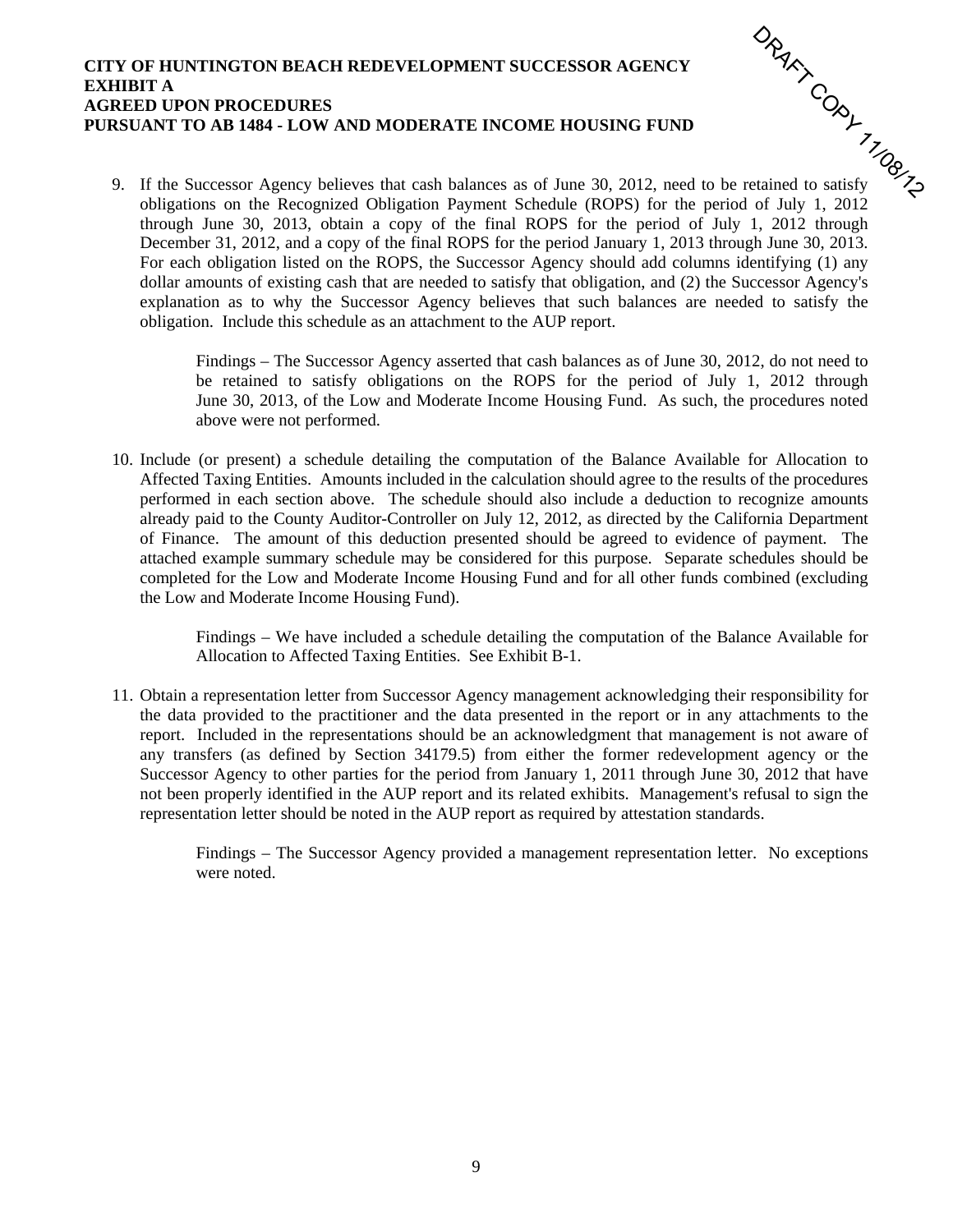**CITY OF HUNTINGTON BEACH REDEVELOPMENT SUCCESSOR AGENCY**
**EXHIBIT A**
**AGREED UPON PROCEDURES**
**PURSUANT TO AB 1484 - LOW AND MODERATE INCOME HOUSING FUND**

DRAFT COPY 11/08/12

9. If the Successor Agency believes that cash balances as of June 30, 2012, need to be retained to satisfy obligations on the Recognized Obligation Payment Schedule (ROPS) for the period of July 1, 2012 through June 30, 2013, obtain a copy of the final ROPS for the period of July 1, 2012 through December 31, 2012, and a copy of the final ROPS for the period January 1, 2013 through June 30, 2013. For each obligation listed on the ROPS, the Successor Agency should add columns identifying (1) any dollar amounts of existing cash that are needed to satisfy that obligation, and (2) the Successor Agency's explanation as to why the Successor Agency believes that such balances are needed to satisfy the obligation. Include this schedule as an attachment to the AUP report.

   Findings – The Successor Agency asserted that cash balances as of June 30, 2012, do not need to be retained to satisfy obligations on the ROPS for the period of July 1, 2012 through June 30, 2013, of the Low and Moderate Income Housing Fund. As such, the procedures noted above were not performed.

10. Include (or present) a schedule detailing the computation of the Balance Available for Allocation to Affected Taxing Entities. Amounts included in the calculation should agree to the results of the procedures performed in each section above. The schedule should also include a deduction to recognize amounts already paid to the County Auditor-Controller on July 12, 2012, as directed by the California Department of Finance. The amount of this deduction presented should be agreed to evidence of payment. The attached example summary schedule may be considered for this purpose. Separate schedules should be completed for the Low and Moderate Income Housing Fund and for all other funds combined (excluding the Low and Moderate Income Housing Fund).

    Findings – We have included a schedule detailing the computation of the Balance Available for Allocation to Affected Taxing Entities. See Exhibit B-1.

11. Obtain a representation letter from Successor Agency management acknowledging their responsibility for the data provided to the practitioner and the data presented in the report or in any attachments to the report. Included in the representations should be an acknowledgment that management is not aware of any transfers (as defined by Section 34179.5) from either the former redevelopment agency or the Successor Agency to other parties for the period from January 1, 2011 through June 30, 2012 that have not been properly identified in the AUP report and its related exhibits. Management's refusal to sign the representation letter should be noted in the AUP report as required by attestation standards.

    Findings – The Successor Agency provided a management representation letter. No exceptions were noted.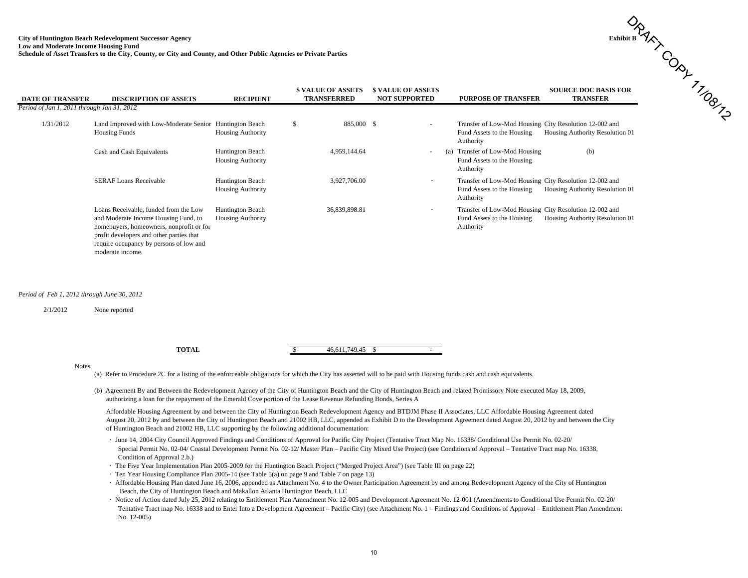**City of Huntington Beach Redevelopment Successor Agency**
**Low and Moderate Income Housing Fund**
**Schedule of Asset Transfers to the City, County, or City and County, and Other Public Agencies or Private Parties**

**Exhibit B**

DRAFT COPY 11/08/12

| DATE OF TRANSFER | DESCRIPTION OF ASSETS | RECIPIENT | $ VALUE OF ASSETS TRANSFERRED | $ VALUE OF ASSETS NOT SUPPORTED | PURPOSE OF TRANSFER | SOURCE DOC BASIS FOR TRANSFER |
|---|---|---|---|---|---|---|
| *Period of Jan 1, 2011 through Jan 31, 2012* | | | | | | |
| 1/31/2012 | Land Improved with Low-Moderate Senior Housing Funds | Huntington Beach Housing Authority | $ 885,000 | $ - | Transfer of Low-Mod Housing Fund Assets to the Housing Authority | City Resolution 12-002 and Housing Authority Resolution 01 |
| | Cash and Cash Equivalents | Huntington Beach Housing Authority | 4,959,144.64 | - (a) | Transfer of Low-Mod Housing Fund Assets to the Housing Authority | (b) |
| | SERAF Loans Receivable | Huntington Beach Housing Authority | 3,927,706.00 | - | Transfer of Low-Mod Housing Fund Assets to the Housing Authority | City Resolution 12-002 and Housing Authority Resolution 01 |
| | Loans Receivable, funded from the Low and Moderate Income Housing Fund, to homebuyers, homeowners, nonprofit or for profit developers and other parties that require occupancy by persons of low and moderate income. | Huntington Beach Housing Authority | 36,839,898.81 | - | Transfer of Low-Mod Housing Fund Assets to the Housing Authority | City Resolution 12-002 and Housing Authority Resolution 01 |
| *Period of Feb 1, 2012 through June 30, 2012* | | | | | | |
| 2/1/2012 | None reported | | | | | |
| | **TOTAL** | | $ 46,611,749.45 | $ - | | |

Notes

(a) Refer to Procedure 2C for a listing of the enforceable obligations for which the City has asserted will to be paid with Housing funds cash and cash equivalents.

(b) Agreement By and Between the Redevelopment Agency of the City of Huntington Beach and the City of Huntington Beach and related Promissory Note executed May 18, 2009, authorizing a loan for the repayment of the Emerald Cove portion of the Lease Revenue Refunding Bonds, Series A

Affordable Housing Agreement by and between the City of Huntington Beach Redevelopment Agency and BTDJM Phase II Associates, LLC Affordable Housing Agreement dated August 20, 2012 by and between the City of Huntington Beach and 21002 HB, LLC, appended as Exhibit D to the Development Agreement dated August 20, 2012 by and between the City of Huntington Beach and 21002 HB, LLC supporting by the following additional documentation:

- June 14, 2004 City Council Approved Findings and Conditions of Approval for Pacific City Project (Tentative Tract Map No. 16338/ Conditional Use Permit No. 02-20/ Special Permit No. 02-04/ Coastal Development Permit No. 02-12/ Master Plan – Pacific City Mixed Use Project) (see Conditions of Approval – Tentative Tract map No. 16338, Condition of Approval 2.b.)
- The Five Year Implementation Plan 2005-2009 for the Huntington Beach Project ("Merged Project Area") (see Table III on page 22)
- Ten Year Housing Compliance Plan 2005-14 (see Table 5(a) on page 9 and Table 7 on page 13)
- Affordable Housing Plan dated June 16, 2006, appended as Attachment No. 4 to the Owner Participation Agreement by and among Redevelopment Agency of the City of Huntington Beach, the City of Huntington Beach and Makallon Atlanta Huntington Beach, LLC
- Notice of Action dated July 25, 2012 relating to Entitlement Plan Amendment No. 12-005 and Development Agreement No. 12-001 (Amendments to Conditional Use Permit No. 02-20/ Tentative Tract map No. 16338 and to Enter Into a Development Agreement – Pacific City) (see Attachment No. 1 – Findings and Conditions of Approval – Entitlement Plan Amendment No. 12-005)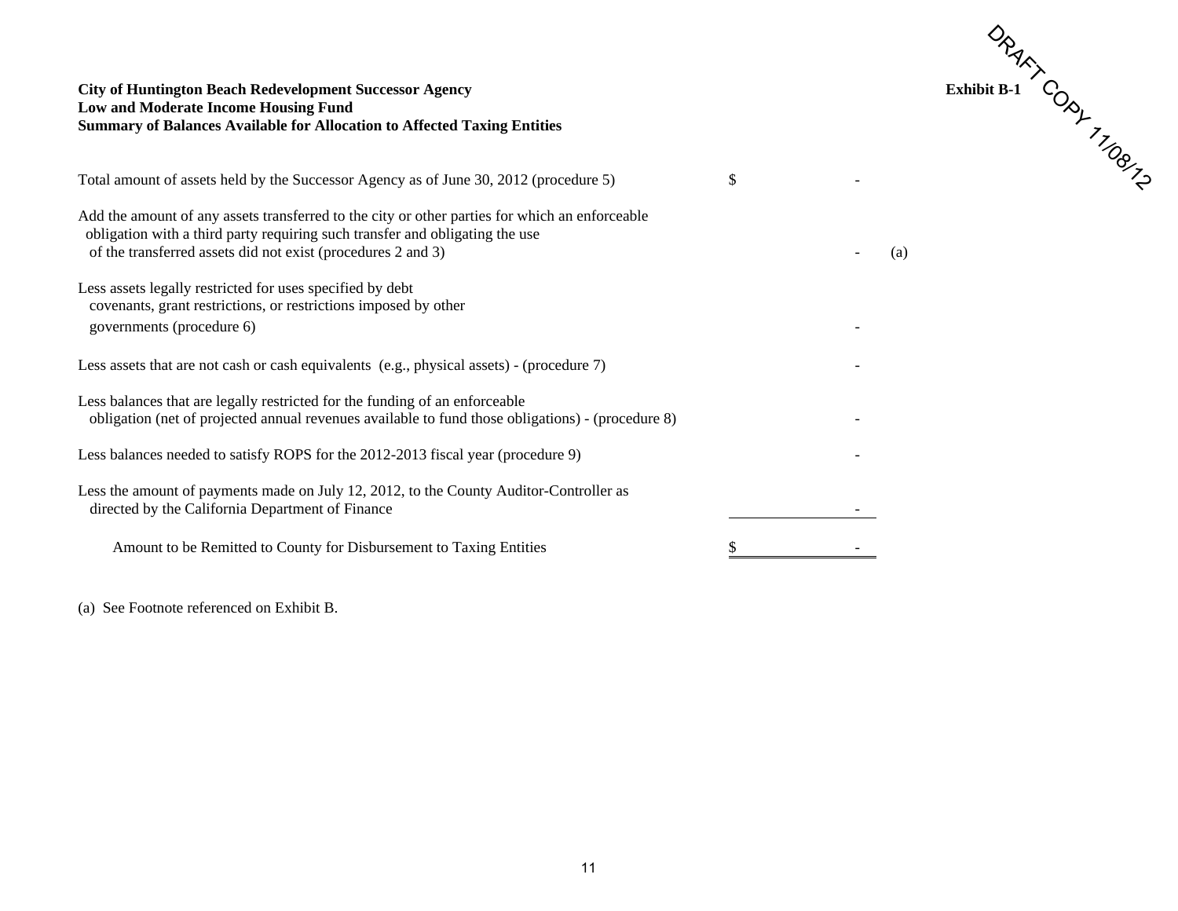**City of Huntington Beach Redevelopment Successor Agency**
**Low and Moderate Income Housing Fund**
**Summary of Balances Available for Allocation to Affected Taxing Entities**

**Exhibit B-1**

DRAFT COPY 11/08/12

| | | |
|---|---|---|
| Total amount of assets held by the Successor Agency as of June 30, 2012 (procedure 5) | $ - | |
| Add the amount of any assets transferred to the city or other parties for which an enforceable obligation with a third party requiring such transfer and obligating the use of the transferred assets did not exist (procedures 2 and 3) | - | (a) |
| Less assets legally restricted for uses specified by debt covenants, grant restrictions, or restrictions imposed by other governments (procedure 6) | - | |
| Less assets that are not cash or cash equivalents (e.g., physical assets) - (procedure 7) | - | |
| Less balances that are legally restricted for the funding of an enforceable obligation (net of projected annual revenues available to fund those obligations) - (procedure 8) | - | |
| Less balances needed to satisfy ROPS for the 2012-2013 fiscal year (procedure 9) | - | |
| Less the amount of payments made on July 12, 2012, to the County Auditor-Controller as directed by the California Department of Finance | - | |
| Amount to be Remitted to County for Disbursement to Taxing Entities | $ - | |

(a) See Footnote referenced on Exhibit B.